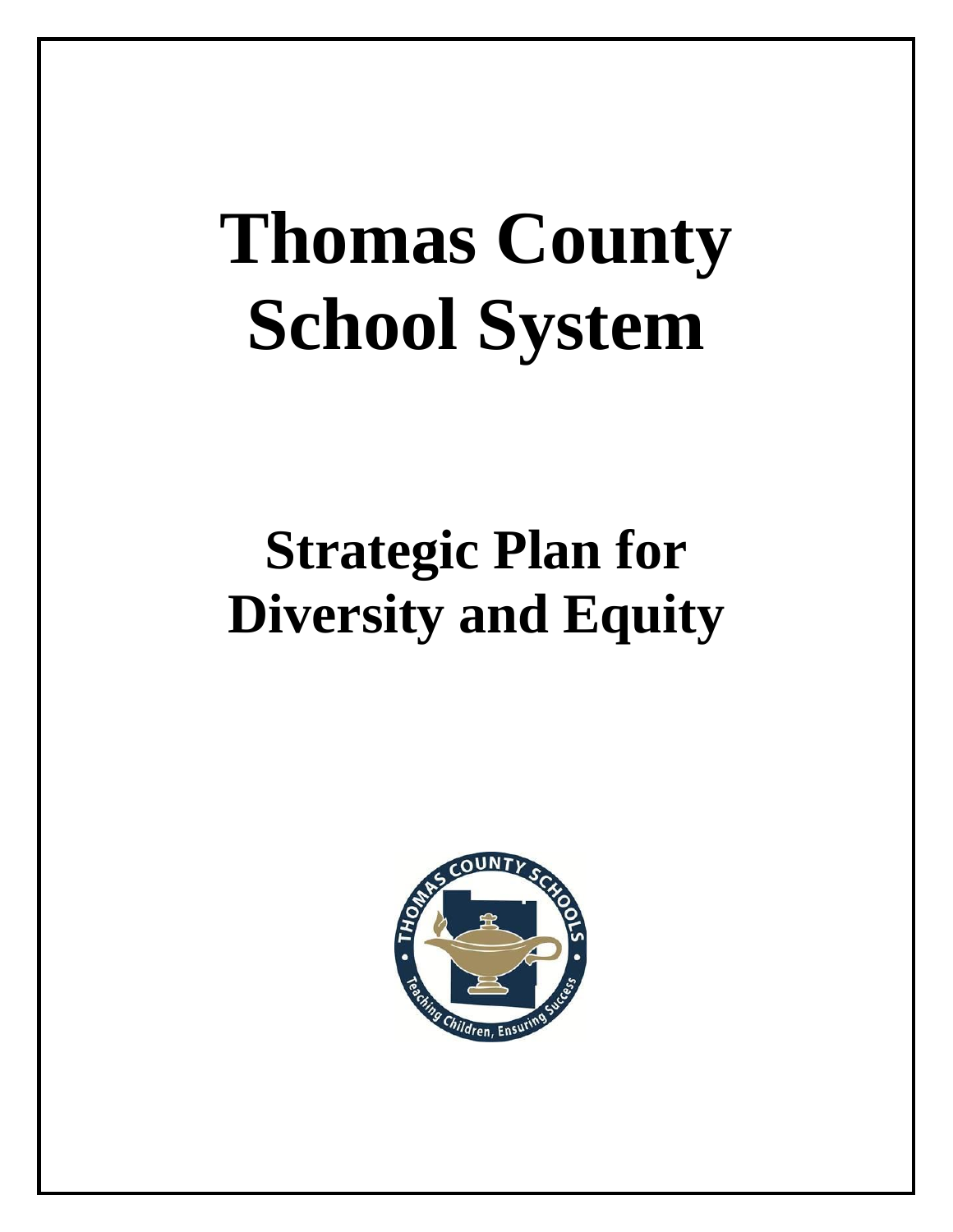# Thomas County School System

## Strategic Plan for Diversity and Equity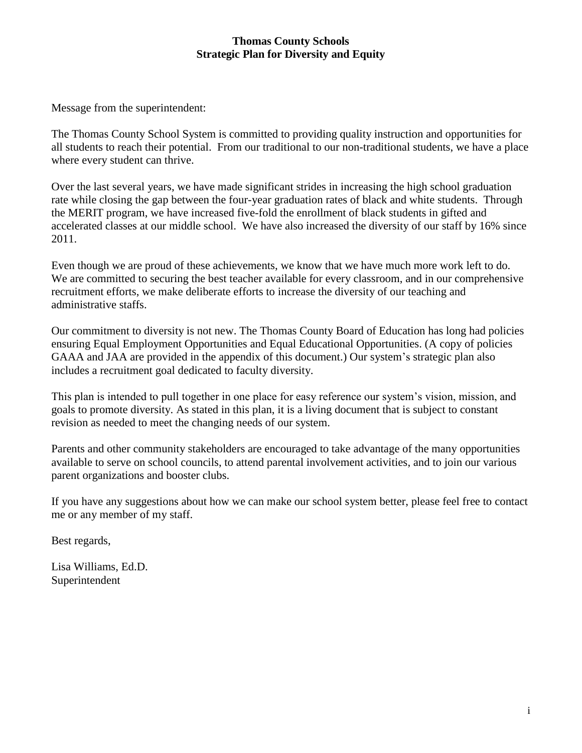**Thomas County Schools**
**Strategic Plan for Diversity and Equity**

Message from the superintendent:

The Thomas County School System is committed to providing quality instruction and opportunities for all students to reach their potential. From our traditional to our non-traditional students, we have a place where every student can thrive.

Over the last several years, we have made significant strides in increasing the high school graduation rate while closing the gap between the four-year graduation rates of black and white students. Through the MERIT program, we have increased five-fold the enrollment of black students in gifted and accelerated classes at our middle school. We have also increased the diversity of our staff by 16% since 2011.

Even though we are proud of these achievements, we know that we have much more work left to do. We are committed to securing the best teacher available for every classroom, and in our comprehensive recruitment efforts, we make deliberate efforts to increase the diversity of our teaching and administrative staffs.

Our commitment to diversity is not new. The Thomas County Board of Education has long had policies ensuring Equal Employment Opportunities and Equal Educational Opportunities. (A copy of policies GAAA and JAA are provided in the appendix of this document.) Our system's strategic plan also includes a recruitment goal dedicated to faculty diversity.

This plan is intended to pull together in one place for easy reference our system's vision, mission, and goals to promote diversity. As stated in this plan, it is a living document that is subject to constant revision as needed to meet the changing needs of our system.

Parents and other community stakeholders are encouraged to take advantage of the many opportunities available to serve on school councils, to attend parental involvement activities, and to join our various parent organizations and booster clubs.

If you have any suggestions about how we can make our school system better, please feel free to contact me or any member of my staff.

Best regards,

Lisa Williams, Ed.D.
Superintendent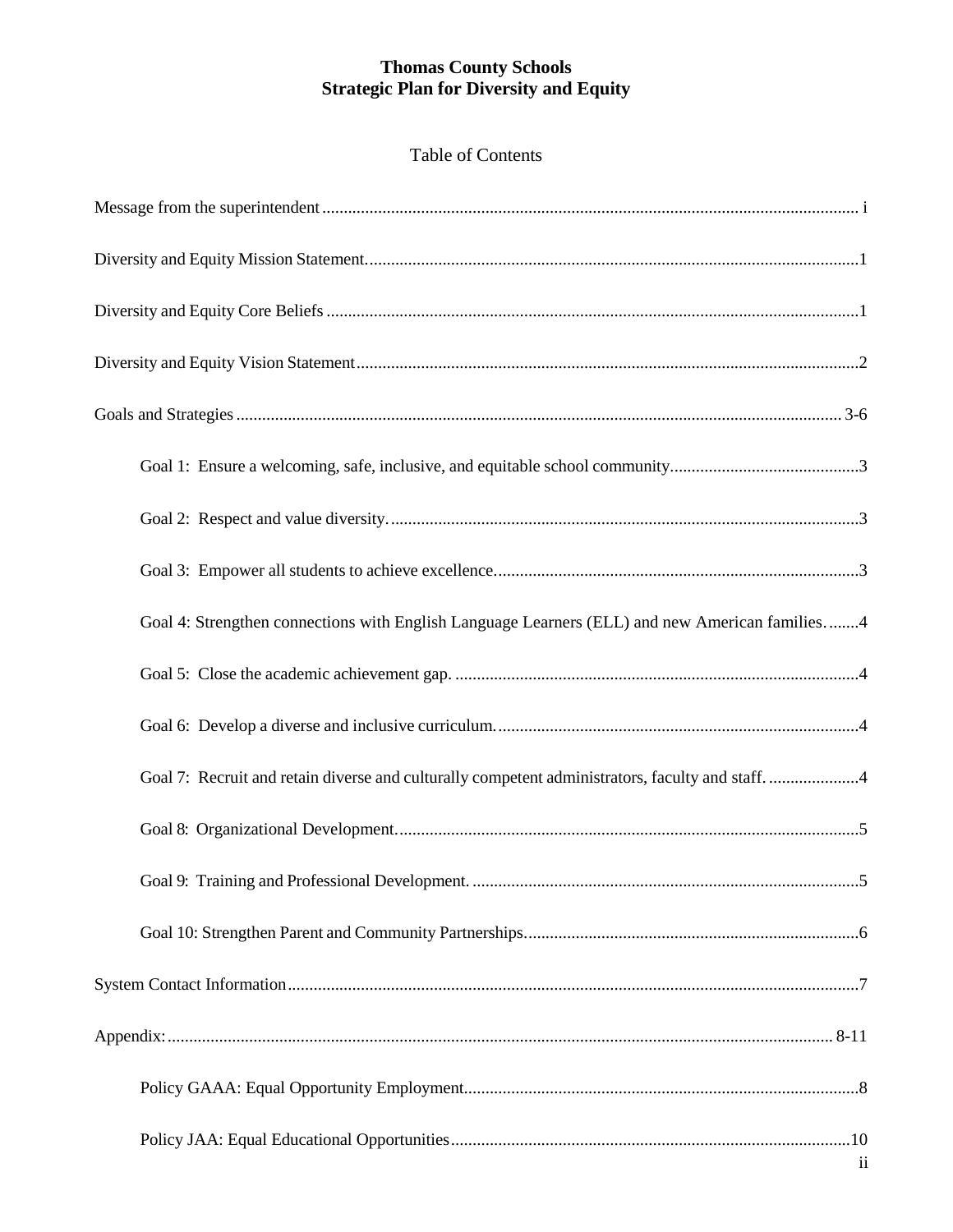# Thomas County Schools
# Strategic Plan for Diversity and Equity

## Table of Contents

Message from the superintendent ............................................................ i

Diversity and Equity Mission Statement............................................................1

Diversity and Equity Core Beliefs ............................................................1

Diversity and Equity Vision Statement............................................................2

Goals and Strategies ............................................................ 3-6

- Goal 1: Ensure a welcoming, safe, inclusive, and equitable school community............................................................3
- Goal 2: Respect and value diversity............................................................3
- Goal 3: Empower all students to achieve excellence............................................................3
- Goal 4: Strengthen connections with English Language Learners (ELL) and new American families............................................................4
- Goal 5: Close the academic achievement gap. ............................................................4
- Goal 6: Develop a diverse and inclusive curriculum............................................................4
- Goal 7: Recruit and retain diverse and culturally competent administrators, faculty and staff. ............................................................4
- Goal 8: Organizational Development............................................................5
- Goal 9: Training and Professional Development. ............................................................5
- Goal 10: Strengthen Parent and Community Partnerships............................................................6

System Contact Information............................................................7

Appendix:............................................................ 8-11

- Policy GAAA: Equal Opportunity Employment............................................................8
- Policy JAA: Equal Educational Opportunities............................................................10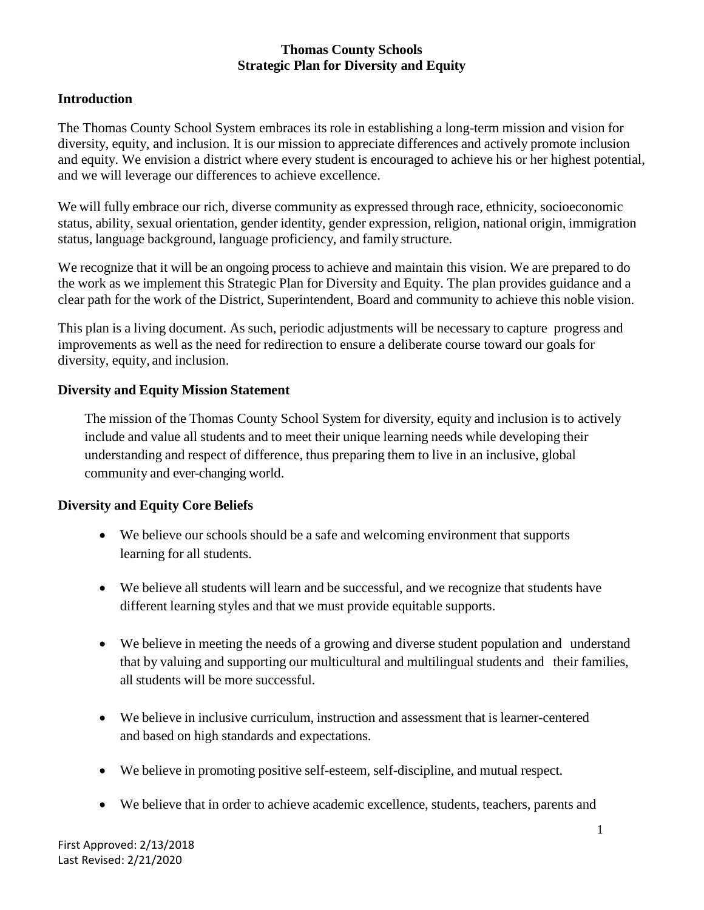# Thomas County Schools
## Strategic Plan for Diversity and Equity

### Introduction

The Thomas County School System embraces its role in establishing a long-term mission and vision for diversity, equity, and inclusion. It is our mission to appreciate differences and actively promote inclusion and equity. We envision a district where every student is encouraged to achieve his or her highest potential, and we will leverage our differences to achieve excellence.

We will fully embrace our rich, diverse community as expressed through race, ethnicity, socioeconomic status, ability, sexual orientation, gender identity, gender expression, religion, national origin, immigration status, language background, language proficiency, and family structure.

We recognize that it will be an ongoing process to achieve and maintain this vision. We are prepared to do the work as we implement this Strategic Plan for Diversity and Equity. The plan provides guidance and a clear path for the work of the District, Superintendent, Board and community to achieve this noble vision.

This plan is a living document. As such, periodic adjustments will be necessary to capture progress and improvements as well as the need for redirection to ensure a deliberate course toward our goals for diversity, equity, and inclusion.

### Diversity and Equity Mission Statement

The mission of the Thomas County School System for diversity, equity and inclusion is to actively include and value all students and to meet their unique learning needs while developing their understanding and respect of difference, thus preparing them to live in an inclusive, global community and ever-changing world.

### Diversity and Equity Core Beliefs

- We believe our schools should be a safe and welcoming environment that supports learning for all students.
- We believe all students will learn and be successful, and we recognize that students have different learning styles and that we must provide equitable supports.
- We believe in meeting the needs of a growing and diverse student population and understand that by valuing and supporting our multicultural and multilingual students and their families, all students will be more successful.
- We believe in inclusive curriculum, instruction and assessment that is learner-centered and based on high standards and expectations.
- We believe in promoting positive self-esteem, self-discipline, and mutual respect.
- We believe that in order to achieve academic excellence, students, teachers, parents and

First Approved: 2/13/2018
Last Revised: 2/21/2020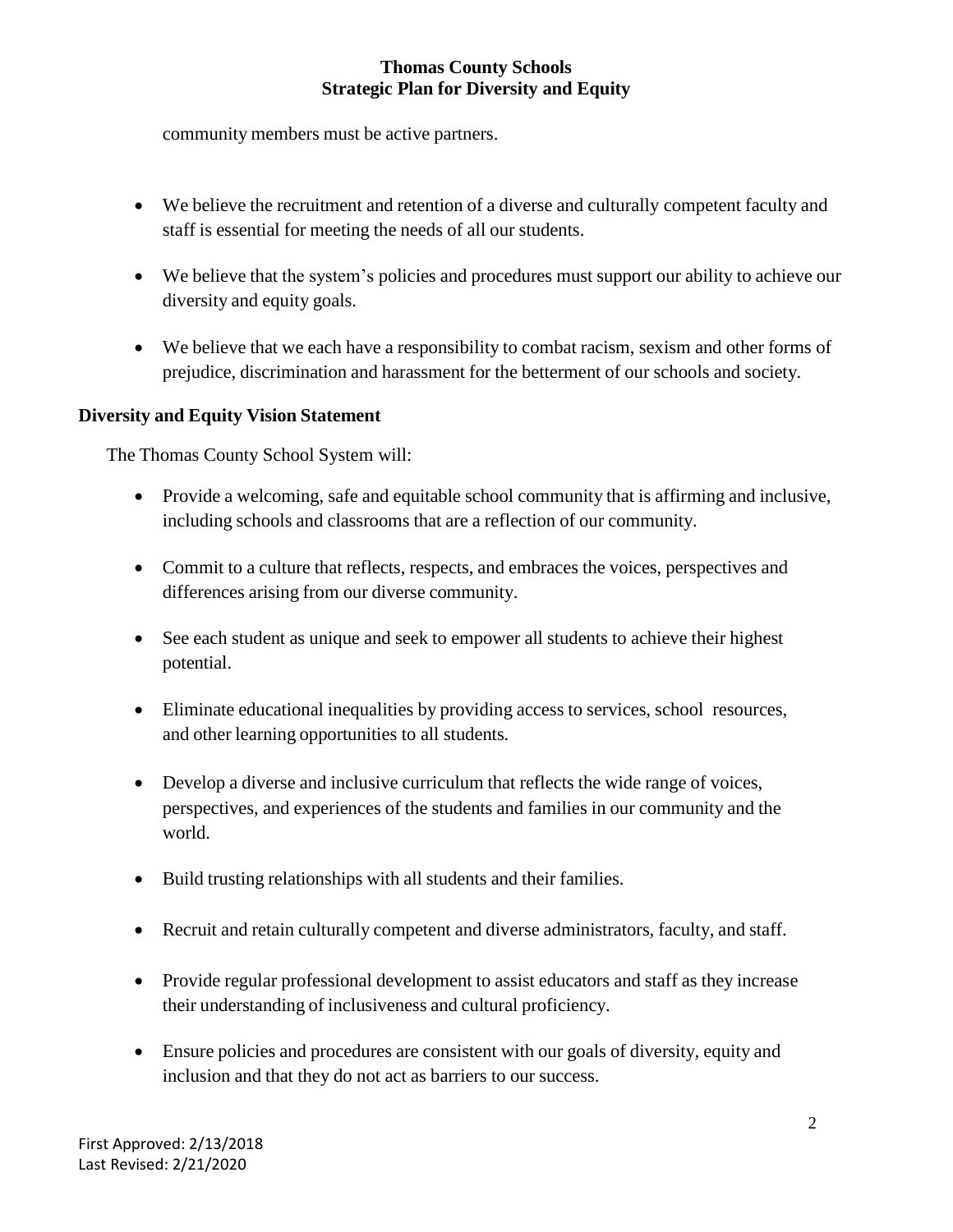community members must be active partners.

- We believe the recruitment and retention of a diverse and culturally competent faculty and staff is essential for meeting the needs of all our students.
- We believe that the system's policies and procedures must support our ability to achieve our diversity and equity goals.
- We believe that we each have a responsibility to combat racism, sexism and other forms of prejudice, discrimination and harassment for the betterment of our schools and society.

**Diversity and Equity Vision Statement**

The Thomas County School System will:

- Provide a welcoming, safe and equitable school community that is affirming and inclusive, including schools and classrooms that are a reflection of our community.
- Commit to a culture that reflects, respects, and embraces the voices, perspectives and differences arising from our diverse community.
- See each student as unique and seek to empower all students to achieve their highest potential.
- Eliminate educational inequalities by providing access to services, school resources, and other learning opportunities to all students.
- Develop a diverse and inclusive curriculum that reflects the wide range of voices, perspectives, and experiences of the students and families in our community and the world.
- Build trusting relationships with all students and their families.
- Recruit and retain culturally competent and diverse administrators, faculty, and staff.
- Provide regular professional development to assist educators and staff as they increase their understanding of inclusiveness and cultural proficiency.
- Ensure policies and procedures are consistent with our goals of diversity, equity and inclusion and that they do not act as barriers to our success.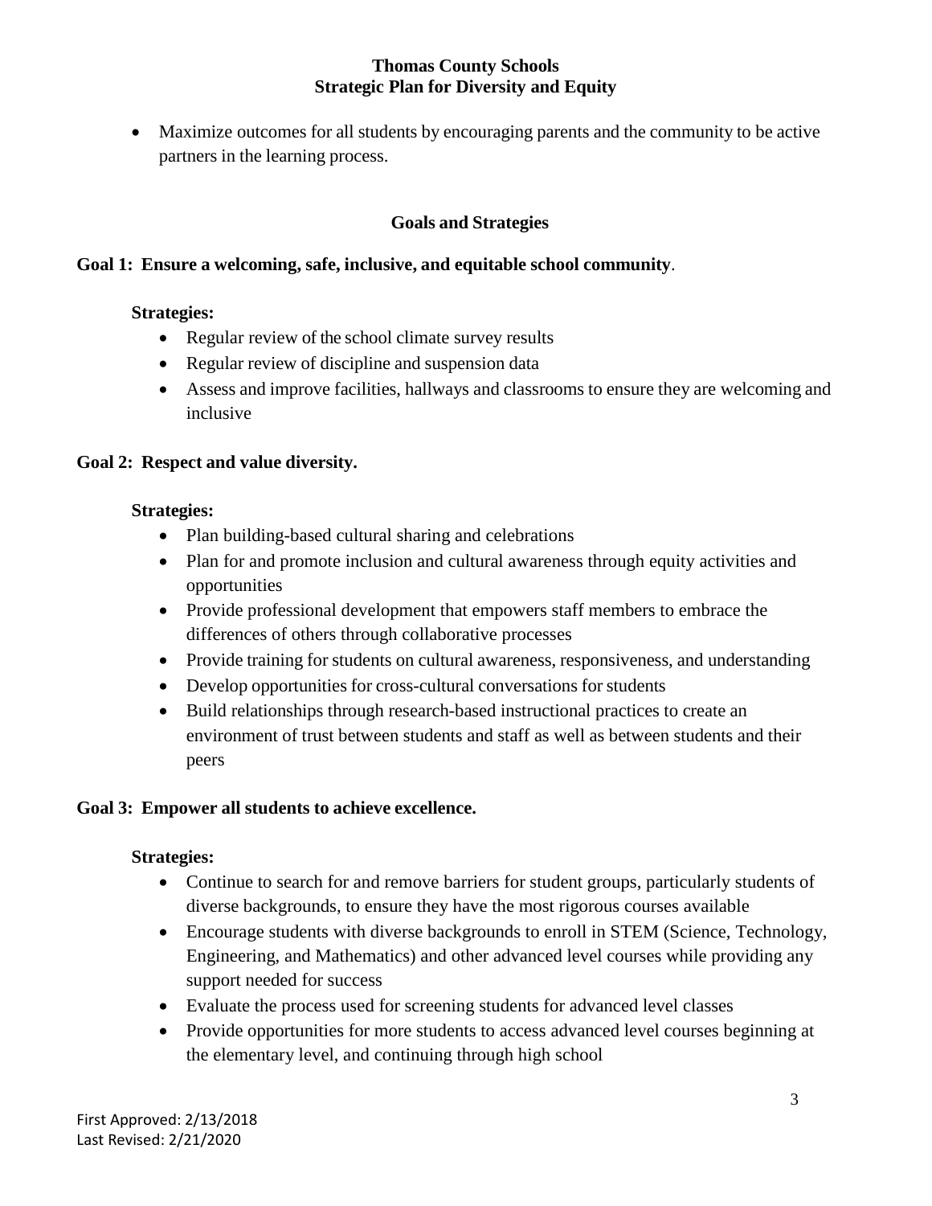- Maximize outcomes for all students by encouraging parents and the community to be active partners in the learning process.

## Goals and Strategies

### Goal 1: Ensure a welcoming, safe, inclusive, and equitable school community.

**Strategies:**

- Regular review of the school climate survey results
- Regular review of discipline and suspension data
- Assess and improve facilities, hallways and classrooms to ensure they are welcoming and inclusive

### Goal 2: Respect and value diversity.

**Strategies:**

- Plan building-based cultural sharing and celebrations
- Plan for and promote inclusion and cultural awareness through equity activities and opportunities
- Provide professional development that empowers staff members to embrace the differences of others through collaborative processes
- Provide training for students on cultural awareness, responsiveness, and understanding
- Develop opportunities for cross-cultural conversations for students
- Build relationships through research-based instructional practices to create an environment of trust between students and staff as well as between students and their peers

### Goal 3: Empower all students to achieve excellence.

**Strategies:**

- Continue to search for and remove barriers for student groups, particularly students of diverse backgrounds, to ensure they have the most rigorous courses available
- Encourage students with diverse backgrounds to enroll in STEM (Science, Technology, Engineering, and Mathematics) and other advanced level courses while providing any support needed for success
- Evaluate the process used for screening students for advanced level classes
- Provide opportunities for more students to access advanced level courses beginning at the elementary level, and continuing through high school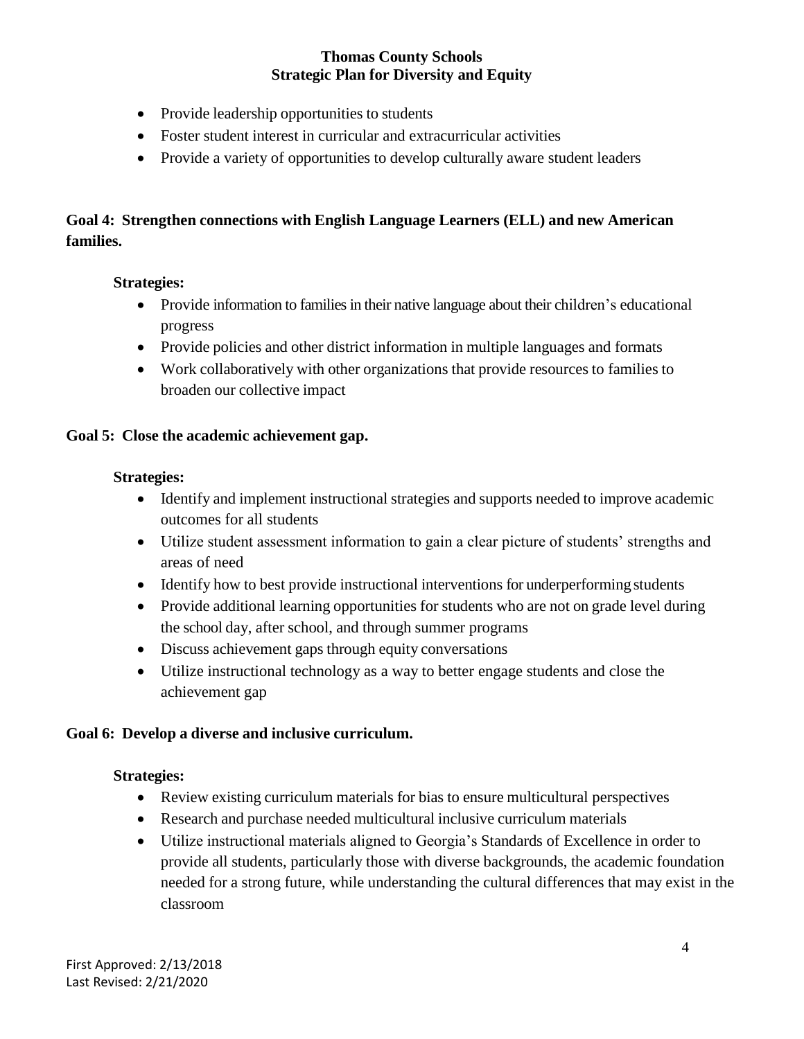- Provide leadership opportunities to students
- Foster student interest in curricular and extracurricular activities
- Provide a variety of opportunities to develop culturally aware student leaders

**Goal 4: Strengthen connections with English Language Learners (ELL) and new American families.**

**Strategies:**

- Provide information to families in their native language about their children's educational progress
- Provide policies and other district information in multiple languages and formats
- Work collaboratively with other organizations that provide resources to families to broaden our collective impact

**Goal 5: Close the academic achievement gap.**

**Strategies:**

- Identify and implement instructional strategies and supports needed to improve academic outcomes for all students
- Utilize student assessment information to gain a clear picture of students' strengths and areas of need
- Identify how to best provide instructional interventions for underperforming students
- Provide additional learning opportunities for students who are not on grade level during the school day, after school, and through summer programs
- Discuss achievement gaps through equity conversations
- Utilize instructional technology as a way to better engage students and close the achievement gap

**Goal 6: Develop a diverse and inclusive curriculum.**

**Strategies:**

- Review existing curriculum materials for bias to ensure multicultural perspectives
- Research and purchase needed multicultural inclusive curriculum materials
- Utilize instructional materials aligned to Georgia's Standards of Excellence in order to provide all students, particularly those with diverse backgrounds, the academic foundation needed for a strong future, while understanding the cultural differences that may exist in the classroom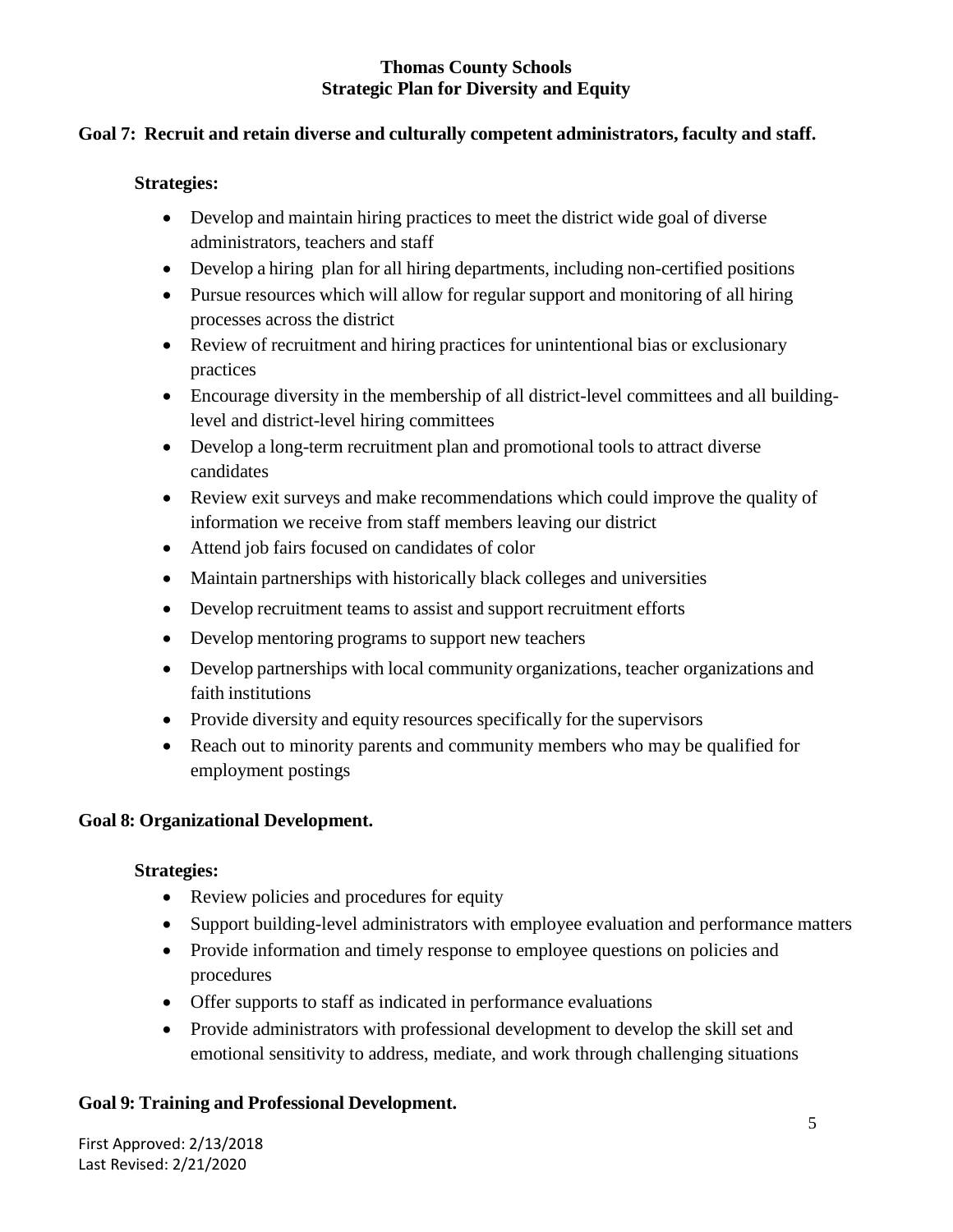**Thomas County Schools**
**Strategic Plan for Diversity and Equity**

## Goal 7: Recruit and retain diverse and culturally competent administrators, faculty and staff.

**Strategies:**

- Develop and maintain hiring practices to meet the district wide goal of diverse administrators, teachers and staff
- Develop a hiring plan for all hiring departments, including non-certified positions
- Pursue resources which will allow for regular support and monitoring of all hiring processes across the district
- Review of recruitment and hiring practices for unintentional bias or exclusionary practices
- Encourage diversity in the membership of all district-level committees and all building-level and district-level hiring committees
- Develop a long-term recruitment plan and promotional tools to attract diverse candidates
- Review exit surveys and make recommendations which could improve the quality of information we receive from staff members leaving our district
- Attend job fairs focused on candidates of color
- Maintain partnerships with historically black colleges and universities
- Develop recruitment teams to assist and support recruitment efforts
- Develop mentoring programs to support new teachers
- Develop partnerships with local community organizations, teacher organizations and faith institutions
- Provide diversity and equity resources specifically for the supervisors
- Reach out to minority parents and community members who may be qualified for employment postings

## Goal 8: Organizational Development.

**Strategies:**

- Review policies and procedures for equity
- Support building-level administrators with employee evaluation and performance matters
- Provide information and timely response to employee questions on policies and procedures
- Offer supports to staff as indicated in performance evaluations
- Provide administrators with professional development to develop the skill set and emotional sensitivity to address, mediate, and work through challenging situations

## Goal 9: Training and Professional Development.

First Approved: 2/13/2018
Last Revised: 2/21/2020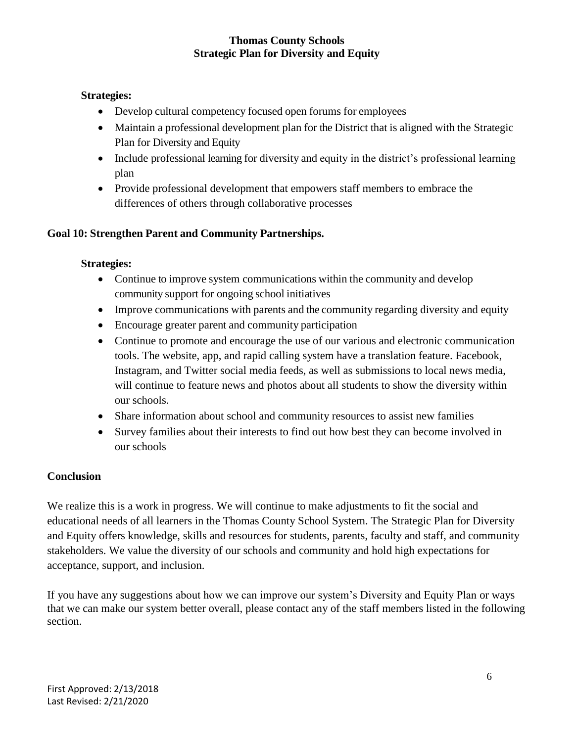**Strategies:**

- Develop cultural competency focused open forums for employees
- Maintain a professional development plan for the District that is aligned with the Strategic Plan for Diversity and Equity
- Include professional learning for diversity and equity in the district's professional learning plan
- Provide professional development that empowers staff members to embrace the differences of others through collaborative processes

### Goal 10: Strengthen Parent and Community Partnerships.

**Strategies:**

- Continue to improve system communications within the community and develop community support for ongoing school initiatives
- Improve communications with parents and the community regarding diversity and equity
- Encourage greater parent and community participation
- Continue to promote and encourage the use of our various and electronic communication tools. The website, app, and rapid calling system have a translation feature. Facebook, Instagram, and Twitter social media feeds, as well as submissions to local news media, will continue to feature news and photos about all students to show the diversity within our schools.
- Share information about school and community resources to assist new families
- Survey families about their interests to find out how best they can become involved in our schools

## Conclusion

We realize this is a work in progress. We will continue to make adjustments to fit the social and educational needs of all learners in the Thomas County School System. The Strategic Plan for Diversity and Equity offers knowledge, skills and resources for students, parents, faculty and staff, and community stakeholders. We value the diversity of our schools and community and hold high expectations for acceptance, support, and inclusion.

If you have any suggestions about how we can improve our system's Diversity and Equity Plan or ways that we can make our system better overall, please contact any of the staff members listed in the following section.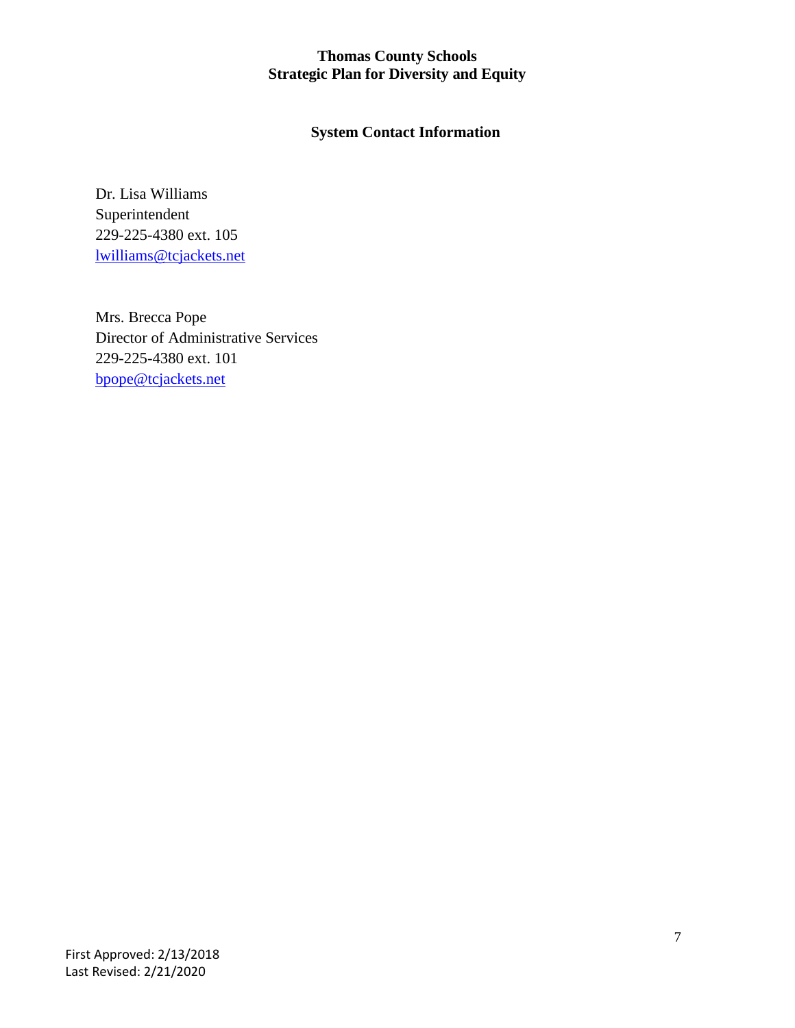## System Contact Information

Dr. Lisa Williams
Superintendent
229-225-4380 ext. 105
lwilliams@tcjackets.net

Mrs. Brecca Pope
Director of Administrative Services
229-225-4380 ext. 101
bpope@tcjackets.net